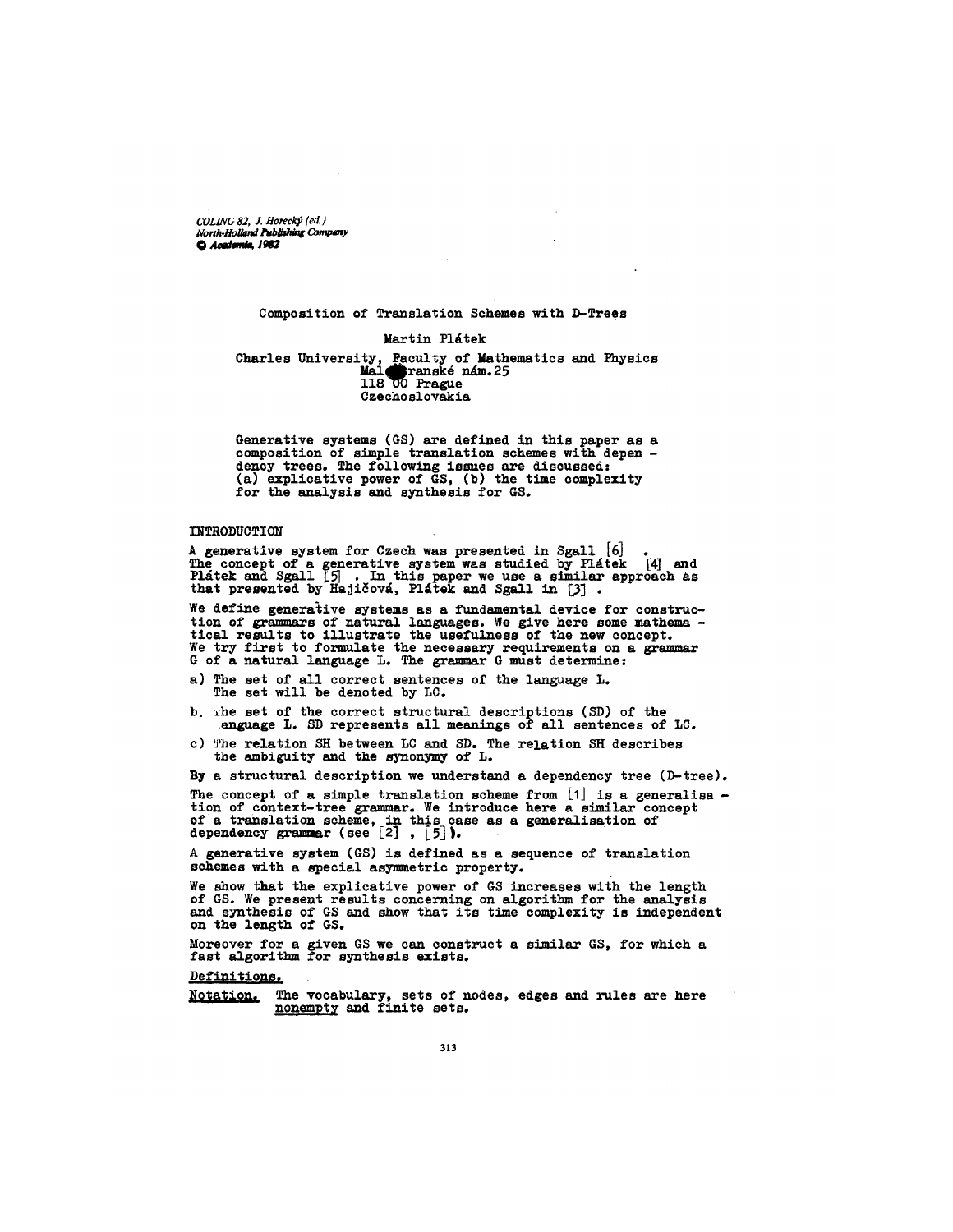COLING 82, J. Horecký (ed.)
North-Holland Publishing Company
© Academia, 1982

# Composition of Translation Schemes with D-Trees

Martin Plátek

Charles University, Faculty of Mathematics and Physics
Malostranské nám.25
118 00 Prague
Czechoslovakia

Generative systems (GS) are defined in this paper as a composition of simple translation schemes with dependency trees. The following issues are discussed: (a) explicative power of GS, (b) the time complexity for the analysis and synthesis for GS.

## INTRODUCTION

A generative system for Czech was presented in Sgall [6]. The concept of a generative system was studied by Plátek [4] and Plátek and Sgall [5]. In this paper we use a similar approach as that presented by Hajičová, Plátek and Sgall in [3].

We define generative systems as a fundamental device for construction of grammars of natural languages. We give here some mathematical results to illustrate the usefulness of the new concept. We try first to formulate the necessary requirements on a grammar G of a natural language L. The grammar G must determine:

a) The set of all correct sentences of the language L. The set will be denoted by LC.

b. The set of the correct structural descriptions (SD) of the language L. SD represents all meanings of all sentences of LC.

c) The relation SH between LC and SD. The relation SH describes the ambiguity and the synonymy of L.

By a structural description we understand a dependency tree (D-tree).

The concept of a simple translation scheme from [1] is a generalisation of context-tree grammar. We introduce here a similar concept of a translation scheme, in this case as a generalisation of dependency grammar (see [2], [5]).

A generative system (GS) is defined as a sequence of translation schemes with a special asymmetric property.

We show that the explicative power of GS increases with the length of GS. We present results concerning on algorithm for the analysis and synthesis of GS and show that its time complexity is independent on the length of GS.

Moreover for a given GS we can construct a similar GS, for which a fast algorithm for synthesis exists.

## Definitions.

**Notation.** The vocabulary, sets of nodes, edges and rules are here nonempty and finite sets.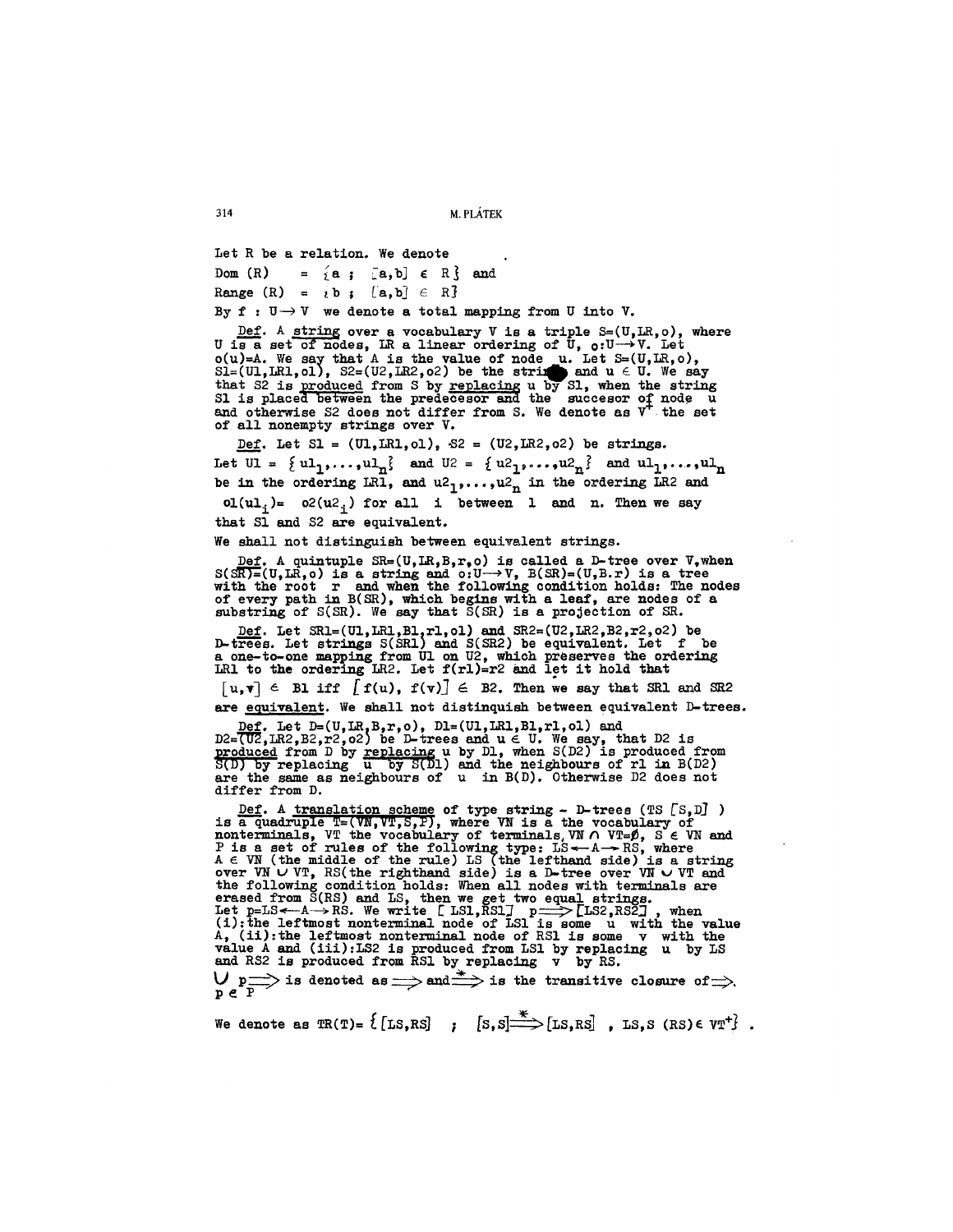Let R be a relation. We denote

Dom (R) $= \{a \; ; \; [a,b] \in R\}$ and

Range (R) $= \{b \; ; \; [a,b] \in R\}$

By $f : U \rightarrow V$ we denote a total mapping from U into V.

Def. A string over a vocabulary V is a triple S=(U,LR,o), where U is a set of nodes, LR a linear ordering of U, $o: U \rightarrow V$. Let o(u)=A. We say that A is the value of node u. Let S=(U,LR,o), S1=(U1,LR1,o1), S2=(U2,LR2,o2) be the strings and $u \in U$. We say that S2 is produced from S by replacing u by S1, when the string S1 is placed between the predecesor and the succesor of node u and otherwise S2 does not differ from S. We denote as $V^+$ the set of all nonempty strings over V.

Def. Let S1 = (U1,LR1,o1), S2 = (U2,LR2,o2) be strings. Let $U1 = \{ul_1,\dots,ul_n\}$ and $U2 = \{u2_1,\dots,u2_n\}$ and $ul_1,\dots,ul_n$ be in the ordering LR1, and $u2_1,\dots,u2_n$ in the ordering LR2 and $o1(ul_i) = o2(u2_i)$ for all i between 1 and n. Then we say that S1 and S2 are equivalent.

We shall not distinguish between equivalent strings.

Def. A quintuple SR=(U,LR,B,r,o) is called a D-tree over V, when S(SR)=(U,LR,o) is a string and $o: U \rightarrow V$, B(SR)=(U,B,r) is a tree with the root r and when the following condition holds: The nodes of every path in B(SR), which begins with a leaf, are nodes of a substring of S(SR). We say that S(SR) is a projection of SR.

Def. Let SR1=(U1,LR1,B1,r1,o1) and SR2=(U2,LR2,B2,r2,o2) be D-trees. Let strings S(SR1) and S(SR2) be equivalent. Let f be a one-to-one mapping from U1 on U2, which preserves the ordering LR1 to the ordering LR2. Let f(r1)=r2 and let it hold that $[u,v] \in B1$ iff $[f(u), f(v)] \in B2$. Then we say that SR1 and SR2 are equivalent. We shall not distinquish between equivalent D-trees.

Def. Let D=(U,LR,B,r,o), D1=(U1,LR1,B1,r1,o1) and D2=(U2,LR2,B2,r2,o2) be D-trees and $u \in U$. We say, that D2 is produced from D by replacing u by D1, when S(D2) is produced from S(D) by replacing u by S(D1) and the neighbours of r1 in B(D2) are the same as neighbours of u in B(D). Otherwise D2 does not differ from D.

Def. A translation scheme of type string - D-trees (TS [S,D] ) is a quadruple T=(VN,VT,S,P), where VN is the vocabulary of nonterminals, VT the vocabulary of terminals, $VN \cap VT = \emptyset$, $S \in VN$ and P is a set of rules of the following type: $LS \leftarrow A \rightarrow RS$, where $A \in VN$ (the middle of the rule) LS (the lefthand side) is a string over $VN \cup VT$, RS(the righthand side) is a D-tree over $VN \cup VT$ and the following condition holds: When all nodes with terminals are erased from S(RS) and LS, then we get two equal strings. Let $p = LS \leftarrow A \rightarrow RS$. We write $[LS1, RS1] \; p \Longrightarrow [LS2, RS2]$, when (i): the leftmost nonterminal node of LS1 is some u with the value A, (ii): the leftmost nonterminal node of RS1 is some v with the value A and (iii): LS2 is produced from LS1 by replacing u by LS and RS2 is produced from RS1 by replacing v by RS.

$\bigcup_{p \in P} p \Longrightarrow$ is denoted as $\Longrightarrow$ and $\overset{*}{\Longrightarrow}$ is the transitive closure of $\Longrightarrow$.

We denote as $TR(T) = \{[LS,RS] \; ; \; [S,S] \overset{*}{\Longrightarrow} [LS,RS] \; , \; LS, S(RS) \in VT^+\}$ .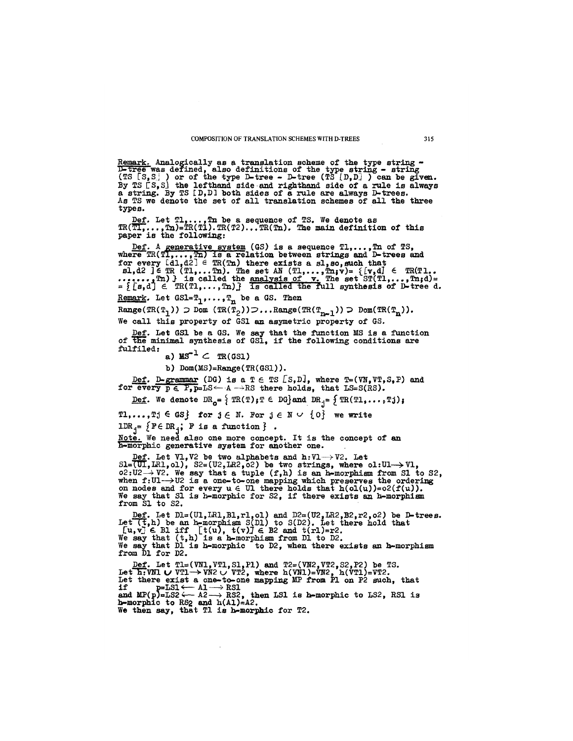<u>Remark.</u> Analogically as a translation scheme of the type string - D-tree was defined, also definitions of the type string - string (TS $[S,S]$ ) or of the type D-tree - D-tree (TS $[D,D]$ ) can be given. By TS $[S,S]$ the lefthand side and righthand side of a rule is always a string. By TS $[D,D]$ both sides of a rule are always D-trees. As TS we denote the set of all translation schemes of all the three types.

<u>Def.</u> Let $T1,\dots,Tn$ be a sequence of TS. We denote as $TR(T1,\dots,Tn)=TR(T1).TR(T2)\dots TR(Tn)$. The main definition of this paper is the following:

<u>Def.</u> A <u>generative system</u> (GS) is a sequence $T1,\dots,Tn$ of TS, where $TR(T1,\dots,Tn)$ is a relation between strings and D-trees and for every $[d1,d2] \in TR(Tn)$ there exists a $s1$, so, such that $[s1,d2] \in TR(T1,\dots Tn)$. The set $AN(T1,\dots,Tn;v)=\{[v,d] \in TR(T1,\dots,Tn)\}$ is called the <u>analysis of v</u>. The set $ST(T1,\dots,Tn;d)=\{[s,d] \in TR(T1,\dots,Tn)\}$ is called the full synthesis of D-tree d.

<u>Remark.</u> Let $GS1=T_1,\dots,T_n$ be a GS. Then

$Range(TR(T_1)) \supset Dom(TR(T_2)) \supset \dots Range(TR(T_{n-1})) \supset Dom(TR(T_n))$.

We call this property of GS1 an asymetric property of GS.

<u>Def.</u> Let GS1 be a GS. We say that the function MS is a function of the minimal synthesis of GS1, if the following conditions are fulfiled:

a) $MS^{-1} \subset TR(GS1)$

b) $Dom(MS)=Range(TR(GS1))$.

<u>Def.</u> <u>D-grammar</u> (DG) is a $T \in TS\,[S,D]$, where $T=(VN,VT,S,P)$ and for every $p \in P$, $p=LS \leftarrow A \rightarrow RS$ there holds, that $LS=S(RS)$.

<u>Def.</u> We denote $DR_o=\{TR(T); T \in DG\}$ and $DR_j=\{TR(T1,\dots,Tj);$ $T1,\dots,Tj \in GS\}$ for $j \in N$. For $j \in N \cup \{0\}$ we write $1DR_j=\{F \in DR_j;\ F \text{ is a function}\}$.

<u>Note.</u> We need also one more concept. It is the concept of an h-morphic generative system for another one.

<u>Def.</u> Let $V1,V2$ be two alphabets and $h:V1 \rightarrow V2$. Let $S1=(U1,LR1,o1)$, $S2=(U2,LR2,o2)$ be two strings, where $o1:U1 \rightarrow V1$, $o2:U2 \rightarrow V2$. We say that a tuple $(f,h)$ is an h-morphism from S1 to S2, when $f:U1 \rightarrow U2$ is a one-to-one mapping which preserves the ordering on nodes and for every $u \in U1$ there holds that $h(o1(u))=o2(f(u))$. We say that S1 is h-morphic for S2, if there exists an h-morphism from S1 to S2.

<u>Def.</u> Let $D1=(U1,LR1,B1,r1,o1)$ and $D2=(U2,LR2,B2,r2,o2)$ be D-trees. Let $(t,h)$ be an h-morphism $S(D1)$ to $S(D2)$. Let there hold that $[u,v] \in B1$ iff $[t(u), t(v)] \in B2$ and $t(r1)=r2$. We say that $(t,h)$ is a h-morphism from D1 to D2. We say that D1 is h-morphic to D2, when there exists an h-morphism from D1 for D2.

<u>Def.</u> Let $T1=(VN1,VT1,S1,P1)$ and $T2=(VN2,VT2,S2,P2)$ be TS. Let $h:VN1 \cup VT1 \rightarrow VN2 \cup VT2$, where $h(VN1)=VN2$, $h(VT1)=VT2$. Let there exist a one-to-one mapping MP from P1 on P2 such, that if $p=LS1 \leftarrow A1 \rightarrow RS1$ and $MP(p)=LS2 \leftarrow A2 \rightarrow RS2$, then LS1 is h-morphic to LS2, RS1 is h-morphic to RS2 and $h(A1)=A2$. We then say, that T1 is h-morphic for T2.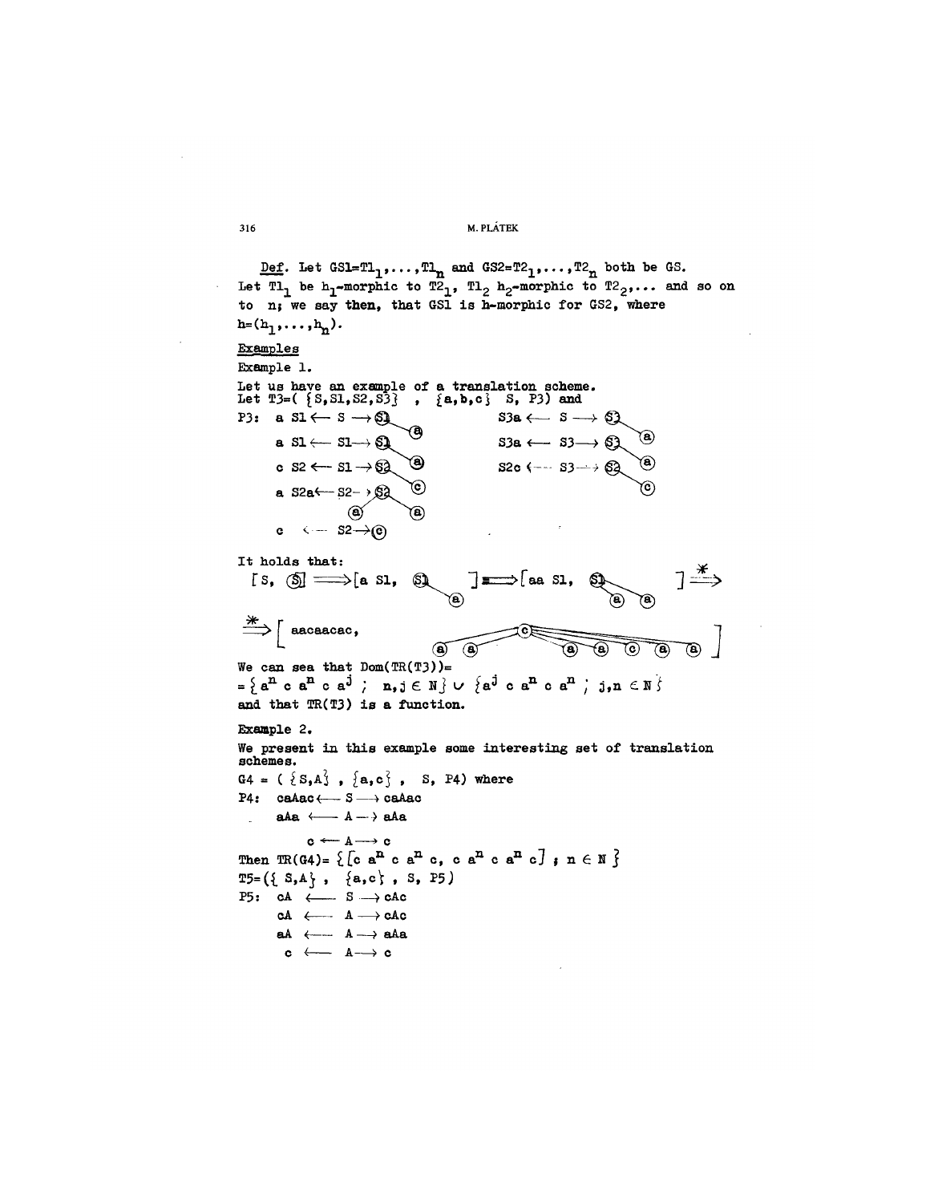**Def.** Let $GS1=T1_1,\dots,T1_n$ and $GS2=T2_1,\dots,T2_n$ both be GS. Let $T1_1$ be $h_1$-morphic to $T2_1$, $T1_2$ $h_2$-morphic to $T2_2,\dots$ and so on to n; we say then, that GS1 is h-morphic for GS2, where $h=(h_1,\dots,h_n)$.

Examples

Example 1.

Let us have an example of a translation scheme.
Let $T3=(\{S,S1,S2,S3\}, \{a,b,c\}\ S, P3)$ and

P3:

$a\ S1 \longleftarrow S \longrightarrow$ (S1 ; a)

$a\ S1 \longleftarrow S1 \longrightarrow$ (S1 ; a)

$c\ S2 \longleftarrow S1 \longrightarrow$ (S2 ; a)

$a\ S2a \longleftarrow S2 \longrightarrow$ (S2 ; c)

(a) (a)

$c \longleftarrow S2 \longrightarrow$ (c)

$S3a \longleftarrow S \longrightarrow$ (S3 ; a)

$S3a \longleftarrow S3 \longrightarrow$ (S3 ; a)

$S2c \longleftarrow S3 \longrightarrow$ (S2 ; a)

(c)

It holds that:

$[S, (S)] \Longrightarrow [a\ S1,$ (S1 ; a) $] \Longrightarrow [aa\ S1,$ (S1 ; a a) $] \overset{*}{\Longrightarrow}$

$\overset{*}{\Longrightarrow} [$ aacaacac, (c ; a a a a c a a) $]$

We can sea that Dom(TR(T3))=

$=\{a^n\ c\ a^n\ c\ a^j\ ;\ n,j \in N\} \cup \{a^j\ c\ a^n\ c\ a^n\ ;\ j,n \in N\}$

and that TR(T3) is a function.

Example 2.

We present in this example some interesting set of translation schemes.

$G4 = (\{S,A\}, \{a,c\}, S, P4)$ where

P4:

$caAac \longleftarrow S \longrightarrow caAac$

$aAa \longleftarrow A \longrightarrow aAa$

$c \longleftarrow A \longrightarrow c$

Then $TR(G4)=\{[c\ a^n\ c\ a^n\ c,\ c\ a^n\ c\ a^n\ c]\ ;\ n \in N\}$

$T5=(\{S,A\}, \{a,c\}, S, P5)$

P5:

$cA \longleftarrow S \longrightarrow cAc$

$cA \longleftarrow A \longrightarrow cAc$

$aA \longleftarrow A \longrightarrow aAa$

$c \longleftarrow A \longrightarrow c$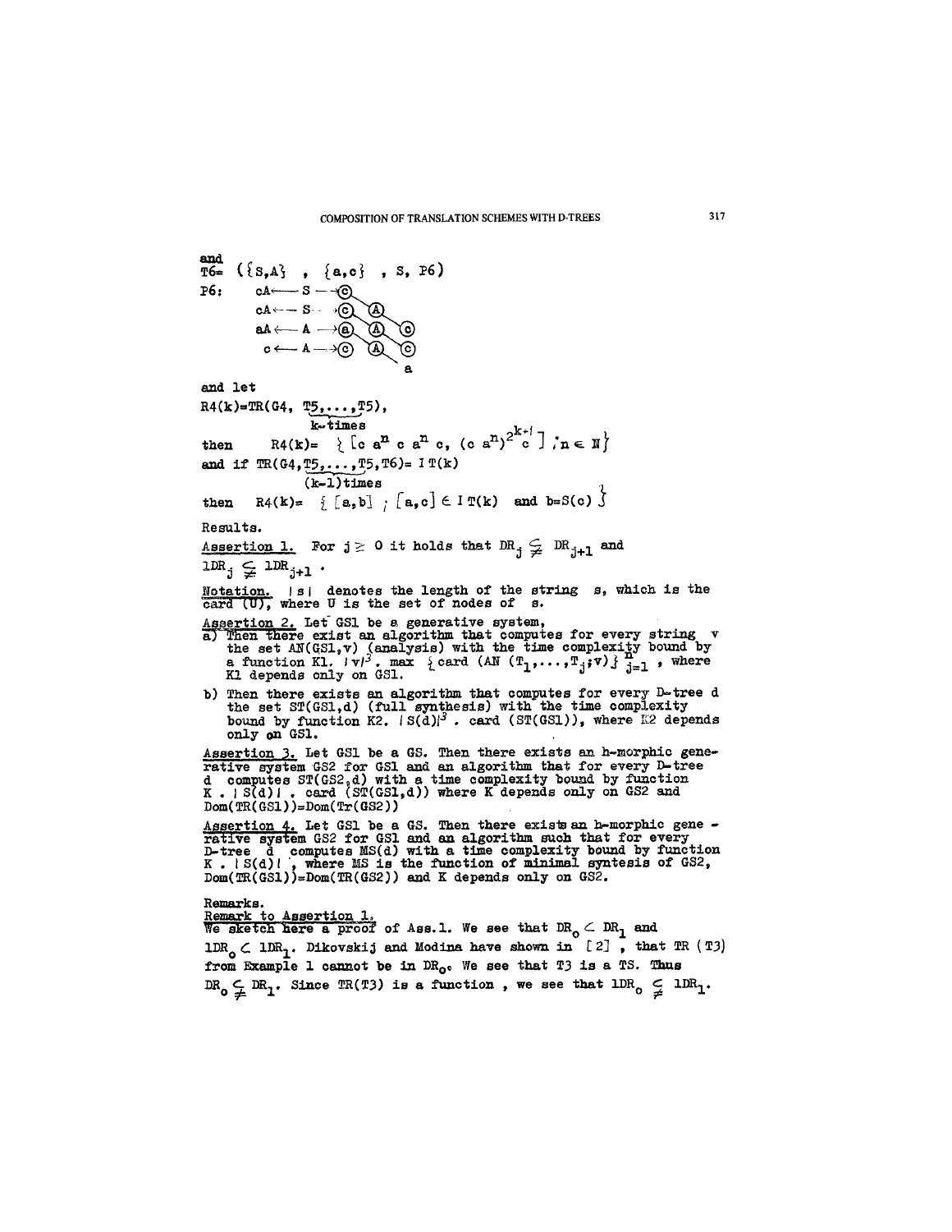and

T6= ({S,A} , {a,c} , S, P6)

P6:

```
cA ←— S —→(c)
cA ←— S · →(c) (A)
aA ←— A —→(a) (A) (c)
 c ←— A —→(c) (A) (c)
                   a
```

and let

$R4(k)=TR(G4, \underbrace{T5,\ldots,T5}_{k\text{-times}})$,

then $R4(k)= \{ [c\ a^n\ c\ a^n\ c,\ (c\ a^n)^{2^{k+1}} c ] ; n \in N \}$

and if $TR(G4,\underbrace{T5,\ldots,T5}_{(k-1)\text{times}},T6)= I\,T(k)$

then $R4(k)= \{ [a,b] ; [a,c] \in I\,T(k)$ and $b=S(c) \}$

Results.

Assertion 1. For $j \geq 0$ it holds that $DR_j \subsetneqq DR_{j+1}$ and $1DR_j \subsetneqq 1DR_{j+1}$.

Notation. $|s|$ denotes the length of the string s, which is the card (U), where U is the set of nodes of s.

Assertion 2. Let GS1 be a generative system,

a) Then there exist an algorithm that computes for every string v the set AN(GS1,v) (analysis) with the time complexity bound by a function $K1 . |v|^3 . \max \{ card\ (AN\ (T_1,\ldots,T_j;v) \}_{j=1}^{n}$, where K1 depends only on GS1.

b) Then there exists an algorithm that computes for every D-tree d the set ST(GS1,d) (full synthesis) with the time complexity bound by function $K2 . |S(d)|^3 . card\ (ST(GS1))$, where K2 depends only on GS1.

Assertion 3. Let GS1 be a GS. Then there exists an h-morphic generative system GS2 for GS1 and an algorithm that for every D-tree d computes ST(GS2,d) with a time complexity bound by function $K . |S(d)| . card\ (ST(GS1,d))$ where K depends only on GS2 and Dom(TR(GS1))=Dom(Tr(GS2))

Assertion 4. Let GS1 be a GS. Then there exists an h-morphic generative system GS2 for GS1 and an algorithm such that for every D-tree d computes MS(d) with a time complexity bound by function $K . |S(d)|$, where MS is the function of minimal syntesis of GS2, Dom(TR(GS1))=Dom(TR(GS2)) and K depends only on GS2.

Remarks.

Remark to Assertion 1. We sketch here a proof of Ass.1. We see that $DR_0 \subset DR_1$ and $1DR_0 \subset 1DR_1$. Dikovskij and Modina have shown in [2], that TR (T3) from Example 1 cannot be in $DR_0$. We see that T3 is a TS. Thus $DR_0 \subsetneqq DR_1$. Since TR(T3) is a function, we see that $1DR_0 \subsetneqq 1DR_1$.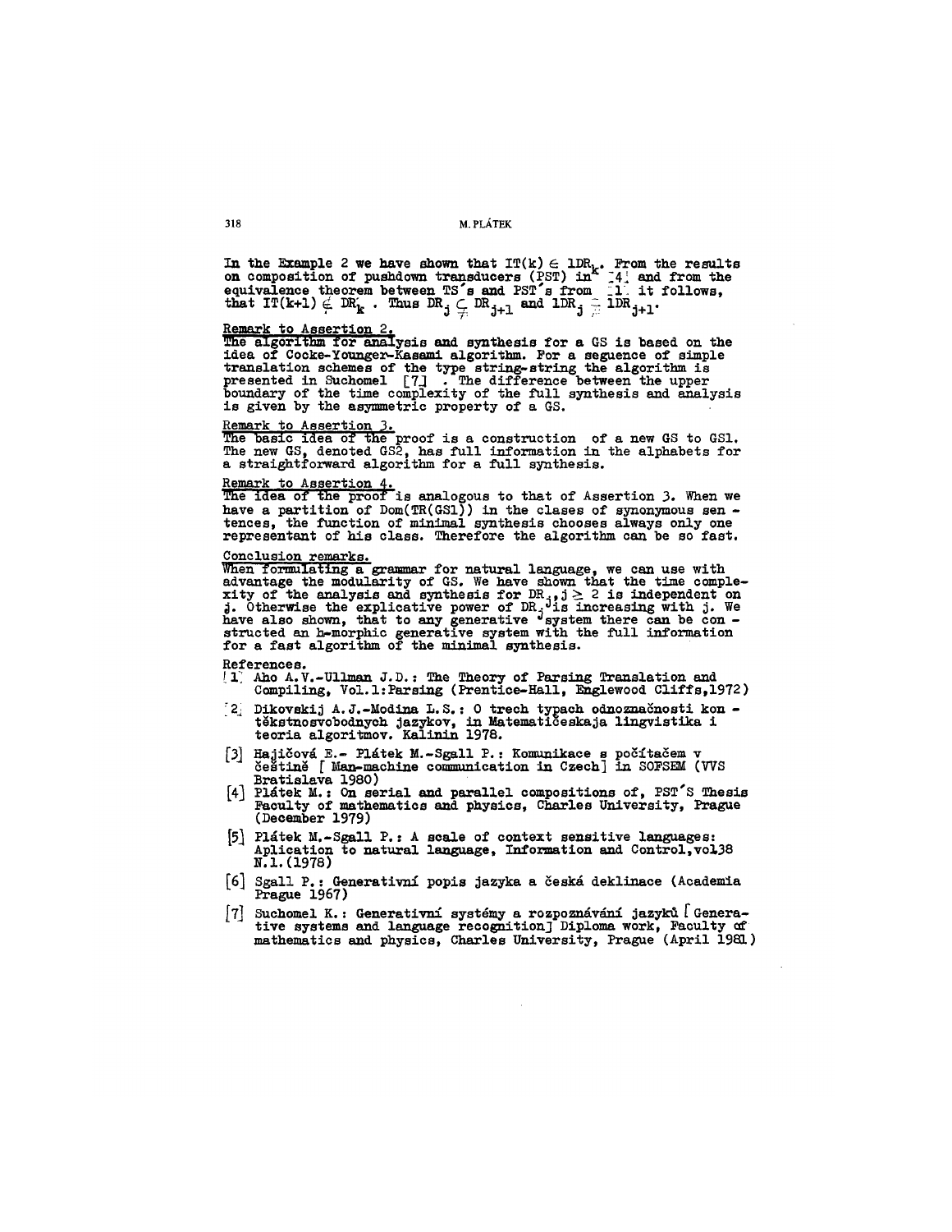In the Example 2 we have shown that $IT(k) \in 1DR_k$. From the results on composition of pushdown transducers (PST) in [4] and from the equivalence theorem between TS's and PST's from [1] it follows, that $IT(k+1) \notin DR_k$. Thus $DR_j \subsetneq DR_{j+1}$ and $1DR_j \subsetneq 1DR_{j+1}$.

**Remark to Assertion 2.**
The algorithm for analysis and synthesis for a GS is based on the idea of Cocke-Younger-Kasami algorithm. For a seguence of simple translation schemes of the type string-string the algorithm is presented in Suchomel [7]. The difference between the upper boundary of the time complexity of the full synthesis and analysis is given by the asymmetric property of a GS.

**Remark to Assertion 3.**
The basic idea of the proof is a construction of a new GS to GS1. The new GS, denoted GS2, has full information in the alphabets for a straightforward algorithm for a full synthesis.

**Remark to Assertion 4.**
The idea of the proof is analogous to that of Assertion 3. When we have a partition of Dom(TR(GS1)) in the clases of synonymous sen - tences, the function of minimal synthesis chooses always only one representant of his class. Therefore the algorithm can be so fast.

**Conclusion remarks.**
When formulating a grammar for natural language, we can use with advantage the modularity of GS. We have shown that the time comple-xity of the analysis and synthesis for $DR_j, j \geq 2$ is independent on j. Otherwise the explicative power of $DR_j$ is increasing with j. We have also shown, that to any generative system there can be con - structed an h-morphic generative system with the full information for a fast algorithm of the minimal synthesis.

References.

[1] Aho A.V.-Ullman J.D.: The Theory of Parsing Translation and Compiling, Vol.1:Parsing (Prentice-Hall, Englewood Cliffs,1972)

[2] Dikovskij A.J.-Modina L.S.: O trech typach odnoznačnosti kon - tĕkstnosvobodnych jazykov, in Matematičeskaja lingvistika i teoria algoritmov. Kalinin 1978.

[3] Hajičová E.- Plátek M.-Sgall P.: Komunikace s počítačem v češtině [ Man-machine communication in Czech] in SOFSEM (VVS Bratislava 1980)

[4] Plátek M.: On serial and parallel compositions of, PST'S Thesis Faculty of mathematics and physics, Charles University, Prague (December 1979)

[5] Plátek M.-Sgall P.: A scale of context sensitive languages: Aplication to natural language, Information and Control,vol38 N.1.(1978)

[6] Sgall P.: Generativní popis jazyka a česká deklinace (Academia Prague 1967)

[7] Suchomel K.: Generativní systémy a rozpoznávání jazyků [Generative systems and language recognition] Diploma work, Faculty of mathematics and physics, Charles University, Prague (April 1981)